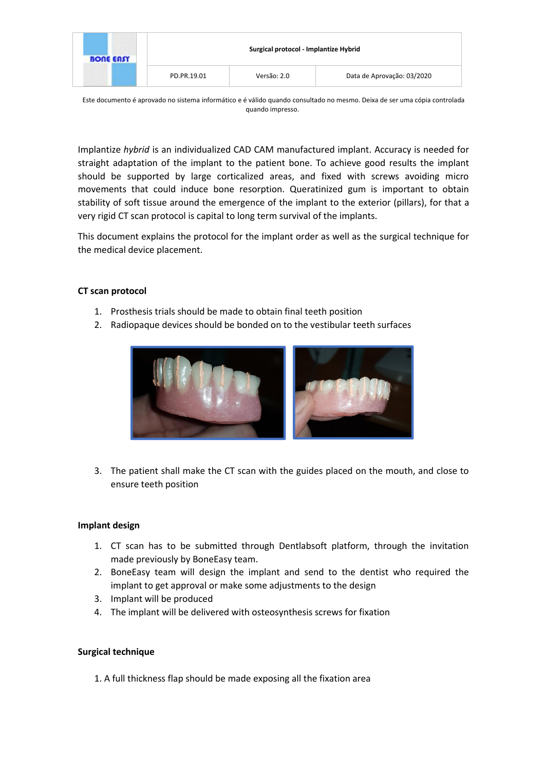Implantize *hybrid* is an individualized CAD CAM manufactured implant. Accuracy is needed for straight adaptation of the implant to the patient bone. To achieve good results the implant should be supported by large corticalized areas, and fixed with screws avoiding micro movements that could induce bone resorption. Queratinized gum is important to obtain stability of soft tissue around the emergence of the implant to the exterior (pillars), for that a very rigid CT scan protocol is capital to long term survival of the implants.

This document explains the protocol for the implant order as well as the surgical technique for the medical device placement.

**CT scan protocol**

1. Prosthesis trials should be made to obtain final teeth position
2. Radiopaque devices should be bonded on to the vestibular teeth surfaces
3. The patient shall make the CT scan with the guides placed on the mouth, and close to ensure teeth position

**Implant design**

1. CT scan has to be submitted through Dentlabsoft platform, through the invitation made previously by BoneEasy team.
2. BoneEasy team will design the implant and send to the dentist who required the implant to get approval or make some adjustments to the design
3. Implant will be produced
4. The implant will be delivered with osteosynthesis screws for fixation

**Surgical technique**

1. A full thickness flap should be made exposing all the fixation area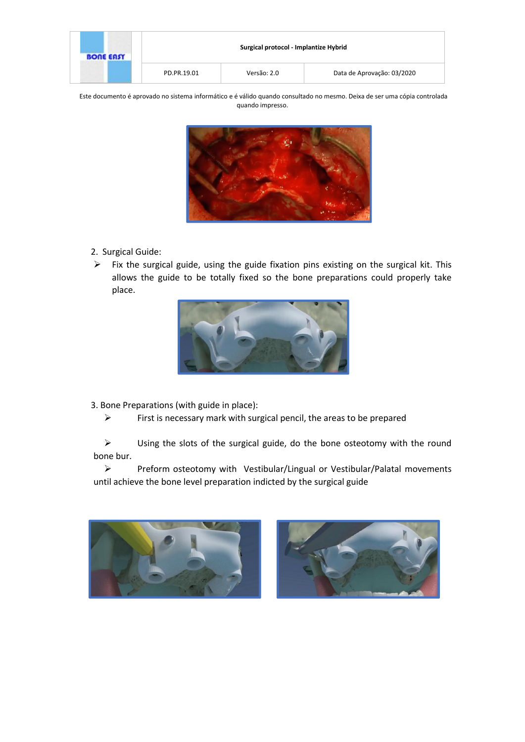2. Surgical Guide:

- Fix the surgical guide, using the guide fixation pins existing on the surgical kit. This allows the guide to be totally fixed so the bone preparations could properly take place.

3. Bone Preparations (with guide in place):

- First is necessary mark with surgical pencil, the areas to be prepared
- Using the slots of the surgical guide, do the bone osteotomy with the round bone bur.
- Preform osteotomy with Vestibular/Lingual or Vestibular/Palatal movements until achieve the bone level preparation indicted by the surgical guide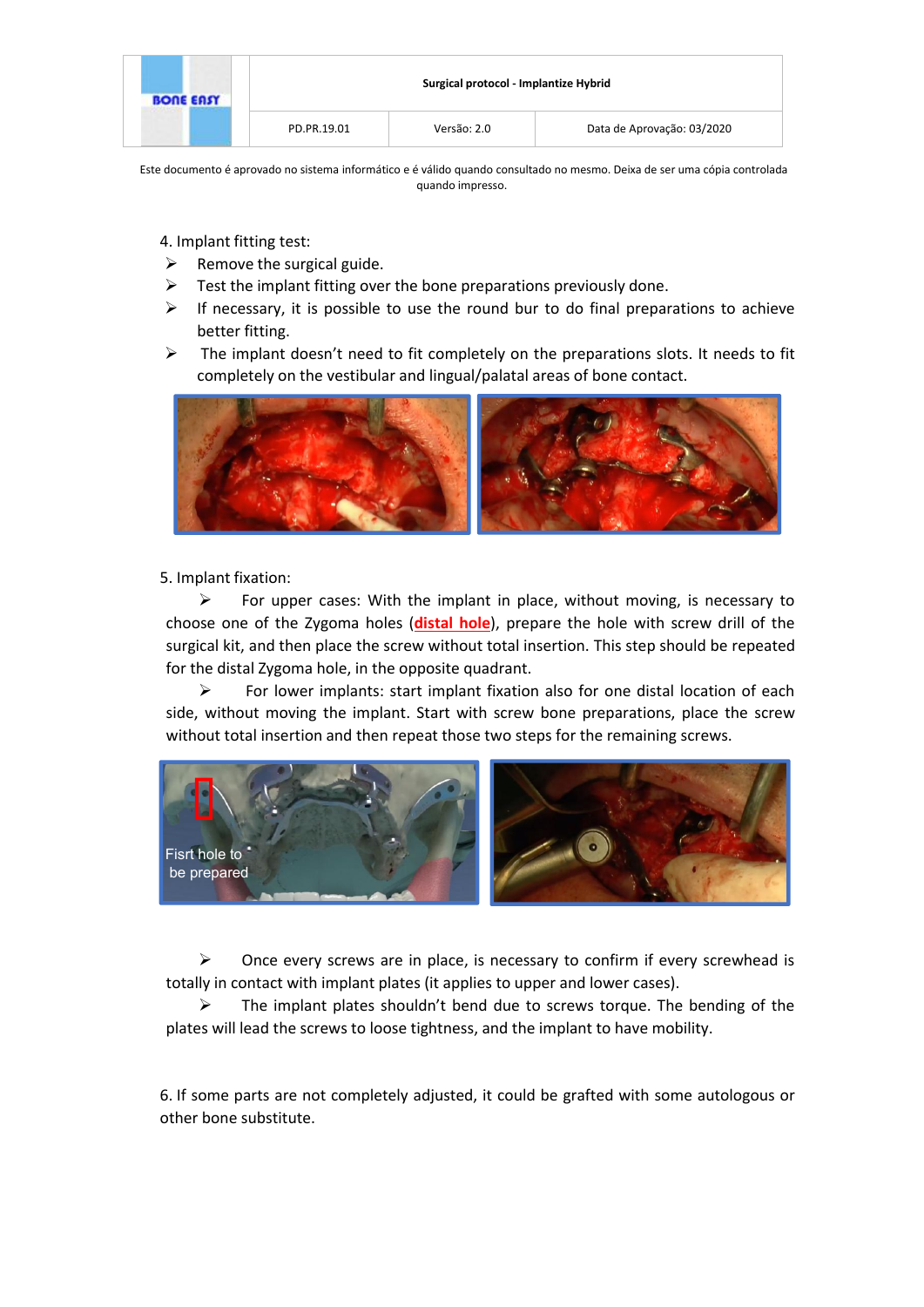4. Implant fitting test:

- Remove the surgical guide.
- Test the implant fitting over the bone preparations previously done.
- If necessary, it is possible to use the round bur to do final preparations to achieve better fitting.
- The implant doesn't need to fit completely on the preparations slots. It needs to fit completely on the vestibular and lingual/palatal areas of bone contact.

5. Implant fixation:

- For upper cases: With the implant in place, without moving, is necessary to choose one of the Zygoma holes (**distal hole**), prepare the hole with screw drill of the surgical kit, and then place the screw without total insertion. This step should be repeated for the distal Zygoma hole, in the opposite quadrant.
- For lower implants: start implant fixation also for one distal location of each side, without moving the implant. Start with screw bone preparations, place the screw without total insertion and then repeat those two steps for the remaining screws.

- Once every screws are in place, is necessary to confirm if every screwhead is totally in contact with implant plates (it applies to upper and lower cases).
- The implant plates shouldn't bend due to screws torque. The bending of the plates will lead the screws to loose tightness, and the implant to have mobility.

6. If some parts are not completely adjusted, it could be grafted with some autologous or other bone substitute.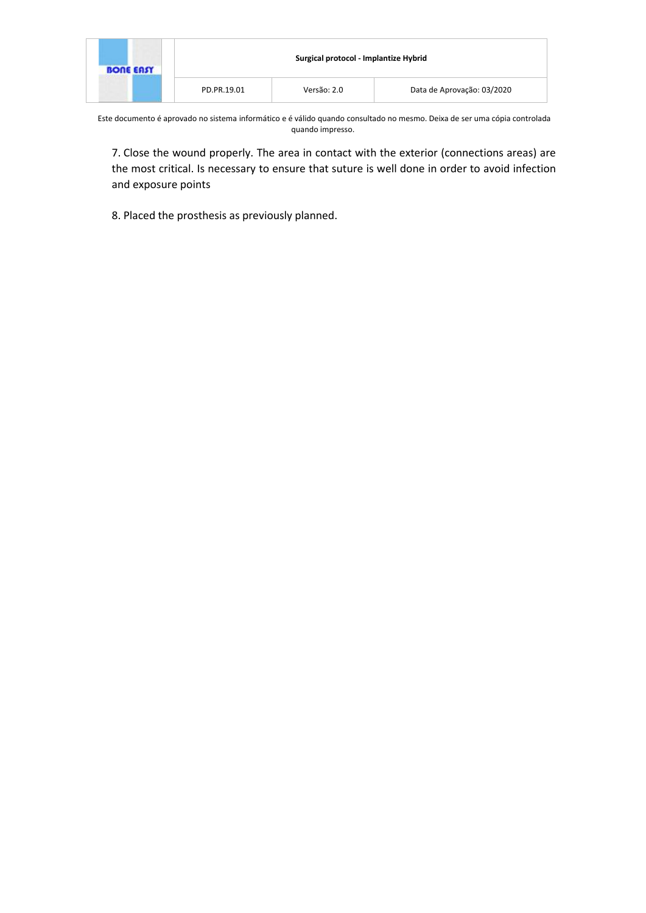7. Close the wound properly. The area in contact with the exterior (connections areas) are the most critical. Is necessary to ensure that suture is well done in order to avoid infection and exposure points

8. Placed the prosthesis as previously planned.